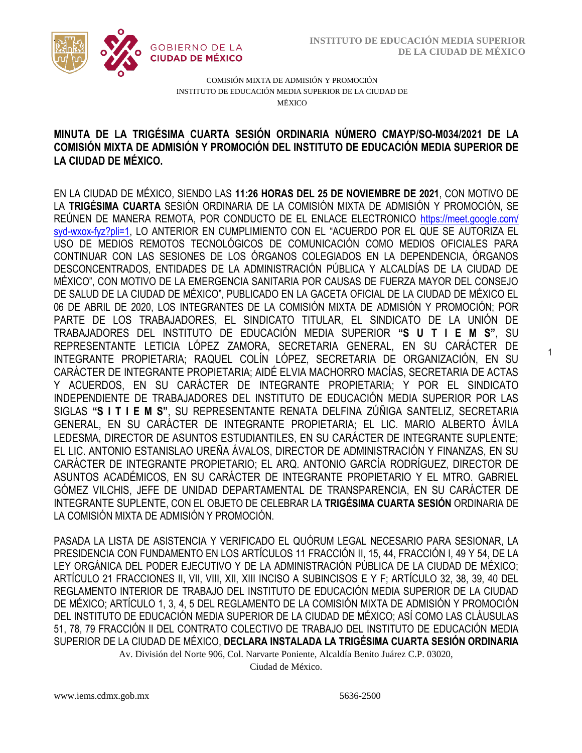COMISIÓN MIXTA DE ADMISIÓN Y PROMOCIÓN
INSTITUTO DE EDUCACIÓN MEDIA SUPERIOR DE LA CIUDAD DE MÉXICO

**MINUTA DE LA TRIGÉSIMA CUARTA SESIÓN ORDINARIA NÚMERO CMAYP/SO-M034/2021 DE LA COMISIÓN MIXTA DE ADMISIÓN Y PROMOCIÓN DEL INSTITUTO DE EDUCACIÓN MEDIA SUPERIOR DE LA CIUDAD DE MÉXICO.**

EN LA CIUDAD DE MÉXICO, SIENDO LAS **11:26 HORAS DEL 25 DE NOVIEMBRE DE 2021**, CON MOTIVO DE LA **TRIGÉSIMA CUARTA** SESIÓN ORDINARIA DE LA COMISIÓN MIXTA DE ADMISIÓN Y PROMOCIÓN, SE REÚNEN DE MANERA REMOTA, POR CONDUCTO DE EL ENLACE ELECTRONICO https://meet.google.com/syd-wxox-fyz?pli=1, LO ANTERIOR EN CUMPLIMIENTO CON EL "ACUERDO POR EL QUE SE AUTORIZA EL USO DE MEDIOS REMOTOS TECNOLÓGICOS DE COMUNICACIÓN COMO MEDIOS OFICIALES PARA CONTINUAR CON LAS SESIONES DE LOS ÓRGANOS COLEGIADOS EN LA DEPENDENCIA, ÓRGANOS DESCONCENTRADOS, ENTIDADES DE LA ADMINISTRACIÓN PÚBLICA Y ALCALDÍAS DE LA CIUDAD DE MÉXICO", CON MOTIVO DE LA EMERGENCIA SANITARIA POR CAUSAS DE FUERZA MAYOR DEL CONSEJO DE SALUD DE LA CIUDAD DE MÉXICO", PUBLICADO EN LA GACETA OFICIAL DE LA CIUDAD DE MÉXICO EL 06 DE ABRIL DE 2020, LOS INTEGRANTES DE LA COMISIÓN MIXTA DE ADMISIÓN Y PROMOCIÓN; POR PARTE DE LOS TRABAJADORES, EL SINDICATO TITULAR, EL SINDICATO DE LA UNIÓN DE TRABAJADORES DEL INSTITUTO DE EDUCACIÓN MEDIA SUPERIOR **"S U T I E M S"**, SU REPRESENTANTE LETICIA LÓPEZ ZAMORA, SECRETARIA GENERAL, EN SU CARÁCTER DE INTEGRANTE PROPIETARIA; RAQUEL COLÍN LÓPEZ, SECRETARIA DE ORGANIZACIÓN, EN SU CARÁCTER DE INTEGRANTE PROPIETARIA; AIDÉ ELVIA MACHORRO MACÍAS, SECRETARIA DE ACTAS Y ACUERDOS, EN SU CARÁCTER DE INTEGRANTE PROPIETARIA; Y POR EL SINDICATO INDEPENDIENTE DE TRABAJADORES DEL INSTITUTO DE EDUCACIÓN MEDIA SUPERIOR POR LAS SIGLAS **"S I T I E M S"**, SU REPRESENTANTE RENATA DELFINA ZÚÑIGA SANTELIZ, SECRETARIA GENERAL, EN SU CARÁCTER DE INTEGRANTE PROPIETARIA; EL LIC. MARIO ALBERTO ÁVILA LEDESMA, DIRECTOR DE ASUNTOS ESTUDIANTILES, EN SU CARÁCTER DE INTEGRANTE SUPLENTE; EL LIC. ANTONIO ESTANISLAO UREÑA ÁVALOS, DIRECTOR DE ADMINISTRACIÓN Y FINANZAS, EN SU CARÁCTER DE INTEGRANTE PROPIETARIO; EL ARQ. ANTONIO GARCÍA RODRÍGUEZ, DIRECTOR DE ASUNTOS ACADÉMICOS, EN SU CARÁCTER DE INTEGRANTE PROPIETARIO Y EL MTRO. GABRIEL GÓMEZ VILCHIS, JEFE DE UNIDAD DEPARTAMENTAL DE TRANSPARENCIA, EN SU CARÁCTER DE INTEGRANTE SUPLENTE, CON EL OBJETO DE CELEBRAR LA **TRIGÉSIMA CUARTA SESIÓN** ORDINARIA DE LA COMISIÓN MIXTA DE ADMISIÓN Y PROMOCIÓN.

PASADA LA LISTA DE ASISTENCIA Y VERIFICADO EL QUÓRUM LEGAL NECESARIO PARA SESIONAR, LA PRESIDENCIA CON FUNDAMENTO EN LOS ARTÍCULOS 11 FRACCIÓN II, 15, 44, FRACCIÓN I, 49 Y 54, DE LA LEY ORGÁNICA DEL PODER EJECUTIVO Y DE LA ADMINISTRACIÓN PÚBLICA DE LA CIUDAD DE MÉXICO; ARTÍCULO 21 FRACCIONES II, VII, VIII, XII, XIII INCISO A SUBINCISOS E Y F; ARTÍCULO 32, 38, 39, 40 DEL REGLAMENTO INTERIOR DE TRABAJO DEL INSTITUTO DE EDUCACIÓN MEDIA SUPERIOR DE LA CIUDAD DE MÉXICO; ARTÍCULO 1, 3, 4, 5 DEL REGLAMENTO DE LA COMISIÓN MIXTA DE ADMISIÓN Y PROMOCIÓN DEL INSTITUTO DE EDUCACIÓN MEDIA SUPERIOR DE LA CIUDAD DE MÉXICO; ASÍ COMO LAS CLÁUSULAS 51, 78, 79 FRACCIÓN II DEL CONTRATO COLECTIVO DE TRABAJO DEL INSTITUTO DE EDUCACIÓN MEDIA SUPERIOR DE LA CIUDAD DE MÉXICO, **DECLARA INSTALADA LA TRIGÉSIMA CUARTA SESIÓN ORDINARIA**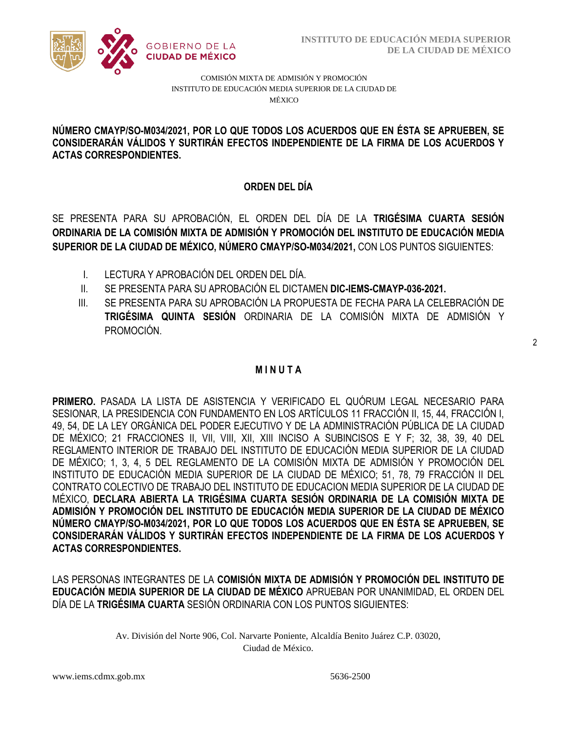**NÚMERO CMAYP/SO-M034/2021, POR LO QUE TODOS LOS ACUERDOS QUE EN ÉSTA SE APRUEBEN, SE CONSIDERARÁN VÁLIDOS Y SURTIRÁN EFECTOS INDEPENDIENTE DE LA FIRMA DE LOS ACUERDOS Y ACTAS CORRESPONDIENTES.**

## ORDEN DEL DÍA

SE PRESENTA PARA SU APROBACIÓN, EL ORDEN DEL DÍA DE LA **TRIGÉSIMA CUARTA SESIÓN ORDINARIA DE LA COMISIÓN MIXTA DE ADMISIÓN Y PROMOCIÓN DEL INSTITUTO DE EDUCACIÓN MEDIA SUPERIOR DE LA CIUDAD DE MÉXICO, NÚMERO CMAYP/SO-M034/2021,** CON LOS PUNTOS SIGUIENTES:

I. LECTURA Y APROBACIÓN DEL ORDEN DEL DÍA.
II. SE PRESENTA PARA SU APROBACIÓN EL DICTAMEN **DIC-IEMS-CMAYP-036-2021.**
III. SE PRESENTA PARA SU APROBACIÓN LA PROPUESTA DE FECHA PARA LA CELEBRACIÓN DE **TRIGÉSIMA QUINTA SESIÓN** ORDINARIA DE LA COMISIÓN MIXTA DE ADMISIÓN Y PROMOCIÓN.

## M I N U T A

**PRIMERO.** PASADA LA LISTA DE ASISTENCIA Y VERIFICADO EL QUÓRUM LEGAL NECESARIO PARA SESIONAR, LA PRESIDENCIA CON FUNDAMENTO EN LOS ARTÍCULOS 11 FRACCIÓN II, 15, 44, FRACCIÓN I, 49, 54, DE LA LEY ORGÁNICA DEL PODER EJECUTIVO Y DE LA ADMINISTRACIÓN PÚBLICA DE LA CIUDAD DE MÉXICO; 21 FRACCIONES II, VII, VIII, XII, XIII INCISO A SUBINCISOS E Y F; 32, 38, 39, 40 DEL REGLAMENTO INTERIOR DE TRABAJO DEL INSTITUTO DE EDUCACIÓN MEDIA SUPERIOR DE LA CIUDAD DE MÉXICO; 1, 3, 4, 5 DEL REGLAMENTO DE LA COMISIÓN MIXTA DE ADMISIÓN Y PROMOCIÓN DEL INSTITUTO DE EDUCACIÓN MEDIA SUPERIOR DE LA CIUDAD DE MÉXICO; 51, 78, 79 FRACCIÓN II DEL CONTRATO COLECTIVO DE TRABAJO DEL INSTITUTO DE EDUCACION MEDIA SUPERIOR DE LA CIUDAD DE MÉXICO, **DECLARA ABIERTA LA TRIGÉSIMA CUARTA SESIÓN ORDINARIA DE LA COMISIÓN MIXTA DE ADMISIÓN Y PROMOCIÓN DEL INSTITUTO DE EDUCACIÓN MEDIA SUPERIOR DE LA CIUDAD DE MÉXICO NÚMERO CMAYP/SO-M034/2021, POR LO QUE TODOS LOS ACUERDOS QUE EN ÉSTA SE APRUEBEN, SE CONSIDERARÁN VÁLIDOS Y SURTIRÁN EFECTOS INDEPENDIENTE DE LA FIRMA DE LOS ACUERDOS Y ACTAS CORRESPONDIENTES.**

LAS PERSONAS INTEGRANTES DE LA **COMISIÓN MIXTA DE ADMISIÓN Y PROMOCIÓN DEL INSTITUTO DE EDUCACIÓN MEDIA SUPERIOR DE LA CIUDAD DE MÉXICO** APRUEBAN POR UNANIMIDAD, EL ORDEN DEL DÍA DE LA **TRIGÉSIMA CUARTA** SESIÓN ORDINARIA CON LOS PUNTOS SIGUIENTES: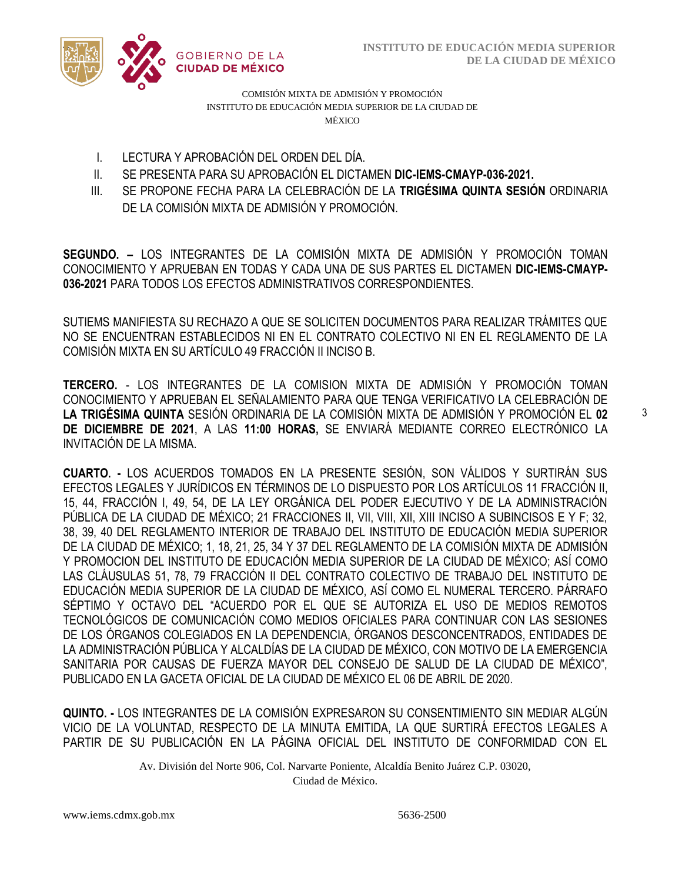COMISIÓN MIXTA DE ADMISIÓN Y PROMOCIÓN
INSTITUTO DE EDUCACIÓN MEDIA SUPERIOR DE LA CIUDAD DE MÉXICO

I. LECTURA Y APROBACIÓN DEL ORDEN DEL DÍA.
II. SE PRESENTA PARA SU APROBACIÓN EL DICTAMEN **DIC-IEMS-CMAYP-036-2021.**
III. SE PROPONE FECHA PARA LA CELEBRACIÓN DE LA **TRIGÉSIMA QUINTA SESIÓN** ORDINARIA DE LA COMISIÓN MIXTA DE ADMISIÓN Y PROMOCIÓN.

**SEGUNDO. –** LOS INTEGRANTES DE LA COMISIÓN MIXTA DE ADMISIÓN Y PROMOCIÓN TOMAN CONOCIMIENTO Y APRUEBAN EN TODAS Y CADA UNA DE SUS PARTES EL DICTAMEN **DIC-IEMS-CMAYP-036-2021** PARA TODOS LOS EFECTOS ADMINISTRATIVOS CORRESPONDIENTES.

SUTIEMS MANIFIESTA SU RECHAZO A QUE SE SOLICITEN DOCUMENTOS PARA REALIZAR TRÁMITES QUE NO SE ENCUENTRAN ESTABLECIDOS NI EN EL CONTRATO COLECTIVO NI EN EL REGLAMENTO DE LA COMISIÓN MIXTA EN SU ARTÍCULO 49 FRACCIÓN II INCISO B.

**TERCERO.** - LOS INTEGRANTES DE LA COMISION MIXTA DE ADMISIÓN Y PROMOCIÓN TOMAN CONOCIMIENTO Y APRUEBAN EL SEÑALAMIENTO PARA QUE TENGA VERIFICATIVO LA CELEBRACIÓN DE **LA TRIGÉSIMA QUINTA** SESIÓN ORDINARIA DE LA COMISIÓN MIXTA DE ADMISIÓN Y PROMOCIÓN EL **02 DE DICIEMBRE DE 2021**, A LAS **11:00 HORAS,** SE ENVIARÁ MEDIANTE CORREO ELECTRÓNICO LA INVITACIÓN DE LA MISMA.

**CUARTO. -** LOS ACUERDOS TOMADOS EN LA PRESENTE SESIÓN, SON VÁLIDOS Y SURTIRÁN SUS EFECTOS LEGALES Y JURÍDICOS EN TÉRMINOS DE LO DISPUESTO POR LOS ARTÍCULOS 11 FRACCIÓN II, 15, 44, FRACCIÓN I, 49, 54, DE LA LEY ORGÁNICA DEL PODER EJECUTIVO Y DE LA ADMINISTRACIÓN PÚBLICA DE LA CIUDAD DE MÉXICO; 21 FRACCIONES II, VII, VIII, XII, XIII INCISO A SUBINCISOS E Y F; 32, 38, 39, 40 DEL REGLAMENTO INTERIOR DE TRABAJO DEL INSTITUTO DE EDUCACIÓN MEDIA SUPERIOR DE LA CIUDAD DE MÉXICO; 1, 18, 21, 25, 34 Y 37 DEL REGLAMENTO DE LA COMISIÓN MIXTA DE ADMISIÓN Y PROMOCION DEL INSTITUTO DE EDUCACIÓN MEDIA SUPERIOR DE LA CIUDAD DE MÉXICO; ASÍ COMO LAS CLÁUSULAS 51, 78, 79 FRACCIÓN II DEL CONTRATO COLECTIVO DE TRABAJO DEL INSTITUTO DE EDUCACIÓN MEDIA SUPERIOR DE LA CIUDAD DE MÉXICO, ASÍ COMO EL NUMERAL TERCERO. PÁRRAFO SÉPTIMO Y OCTAVO DEL "ACUERDO POR EL QUE SE AUTORIZA EL USO DE MEDIOS REMOTOS TECNOLÓGICOS DE COMUNICACIÓN COMO MEDIOS OFICIALES PARA CONTINUAR CON LAS SESIONES DE LOS ÓRGANOS COLEGIADOS EN LA DEPENDENCIA, ÓRGANOS DESCONCENTRADOS, ENTIDADES DE LA ADMINISTRACIÓN PÚBLICA Y ALCALDÍAS DE LA CIUDAD DE MÉXICO, CON MOTIVO DE LA EMERGENCIA SANITARIA POR CAUSAS DE FUERZA MAYOR DEL CONSEJO DE SALUD DE LA CIUDAD DE MÉXICO", PUBLICADO EN LA GACETA OFICIAL DE LA CIUDAD DE MÉXICO EL 06 DE ABRIL DE 2020.

**QUINTO. -** LOS INTEGRANTES DE LA COMISIÓN EXPRESARON SU CONSENTIMIENTO SIN MEDIAR ALGÚN VICIO DE LA VOLUNTAD, RESPECTO DE LA MINUTA EMITIDA, LA QUE SURTIRÁ EFECTOS LEGALES A PARTIR DE SU PUBLICACIÓN EN LA PÁGINA OFICIAL DEL INSTITUTO DE CONFORMIDAD CON EL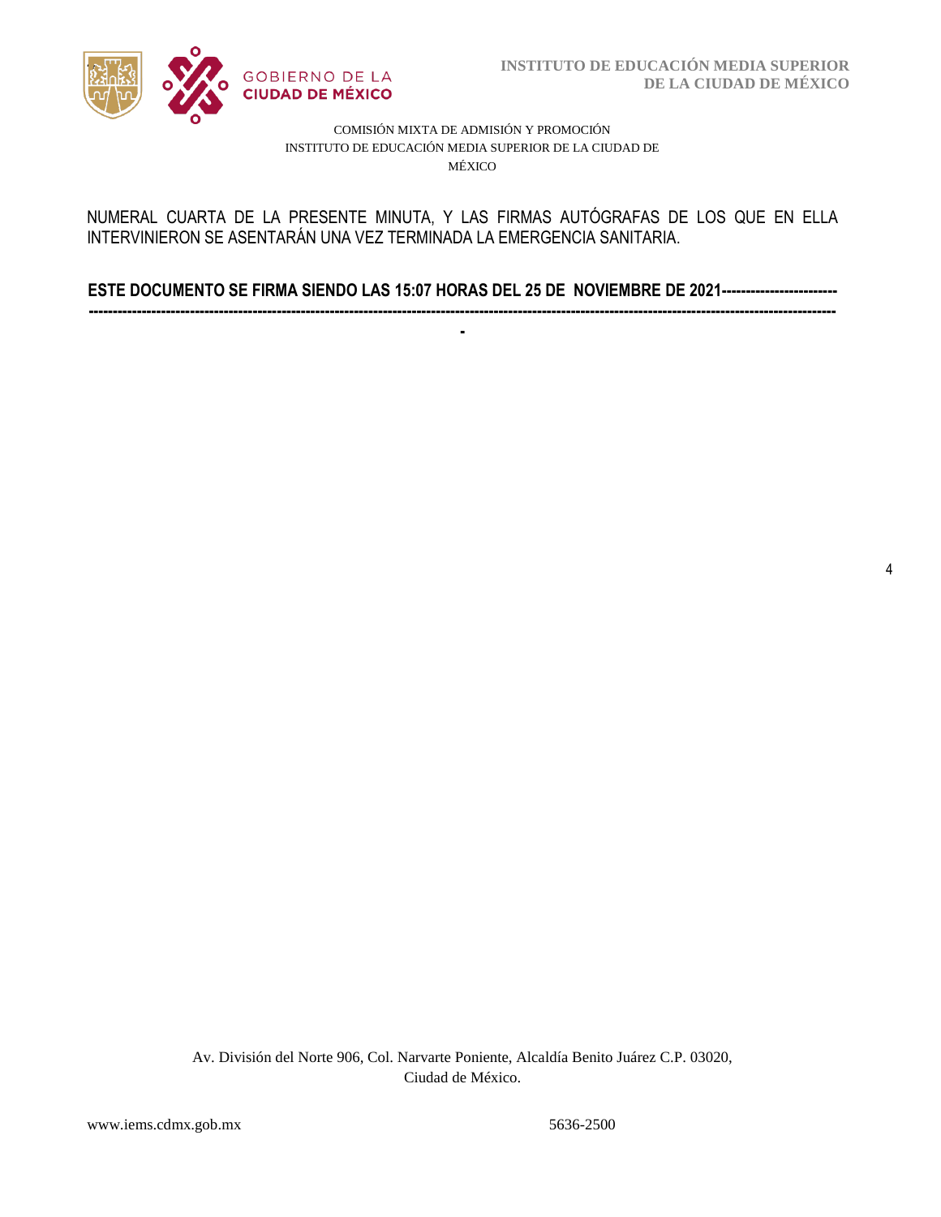NUMERAL CUARTA DE LA PRESENTE MINUTA, Y LAS FIRMAS AUTÓGRAFAS DE LOS QUE EN ELLA INTERVINIERON SE ASENTARÁN UNA VEZ TERMINADA LA EMERGENCIA SANITARIA.

**ESTE DOCUMENTO SE FIRMA SIENDO LAS 15:07 HORAS DEL 25 DE NOVIEMBRE DE 2021------------------------------------------------------------------------------------------------------------------------------------------------------------------------------------**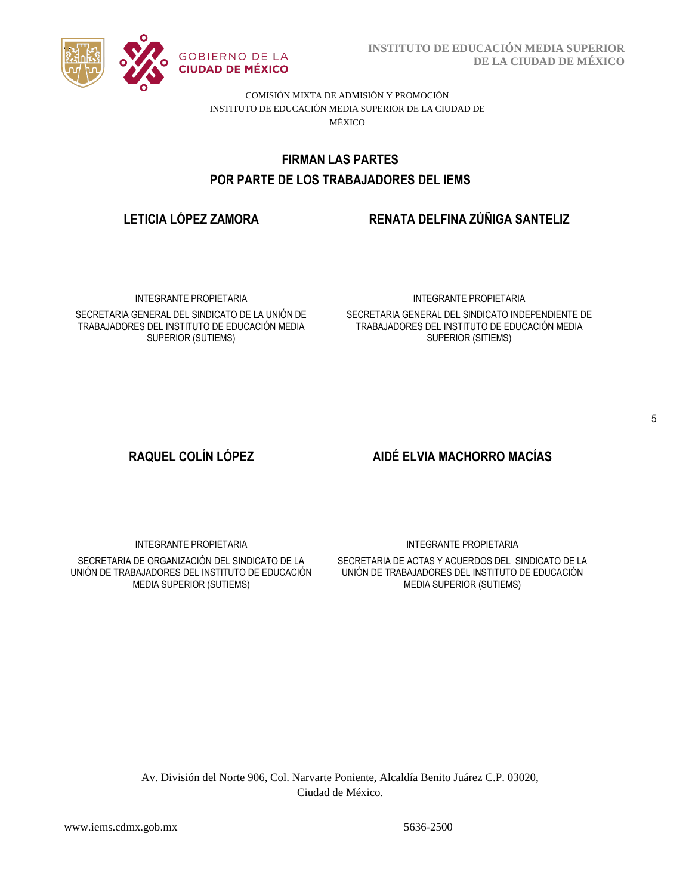COMISIÓN MIXTA DE ADMISIÓN Y PROMOCIÓN
INSTITUTO DE EDUCACIÓN MEDIA SUPERIOR DE LA CIUDAD DE MÉXICO

## FIRMAN LAS PARTES

## POR PARTE DE LOS TRABAJADORES DEL IEMS

**LETICIA LÓPEZ ZAMORA**

INTEGRANTE PROPIETARIA

SECRETARIA GENERAL DEL SINDICATO DE LA UNIÓN DE TRABAJADORES DEL INSTITUTO DE EDUCACIÓN MEDIA SUPERIOR (SUTIEMS)

**RENATA DELFINA ZÚÑIGA SANTELIZ**

INTEGRANTE PROPIETARIA

SECRETARIA GENERAL DEL SINDICATO INDEPENDIENTE DE TRABAJADORES DEL INSTITUTO DE EDUCACIÓN MEDIA SUPERIOR (SITIEMS)

**RAQUEL COLÍN LÓPEZ**

INTEGRANTE PROPIETARIA

SECRETARIA DE ORGANIZACIÓN DEL SINDICATO DE LA UNIÓN DE TRABAJADORES DEL INSTITUTO DE EDUCACIÓN MEDIA SUPERIOR (SUTIEMS)

**AIDÉ ELVIA MACHORRO MACÍAS**

INTEGRANTE PROPIETARIA

SECRETARIA DE ACTAS Y ACUERDOS DEL SINDICATO DE LA UNIÓN DE TRABAJADORES DEL INSTITUTO DE EDUCACIÓN MEDIA SUPERIOR (SUTIEMS)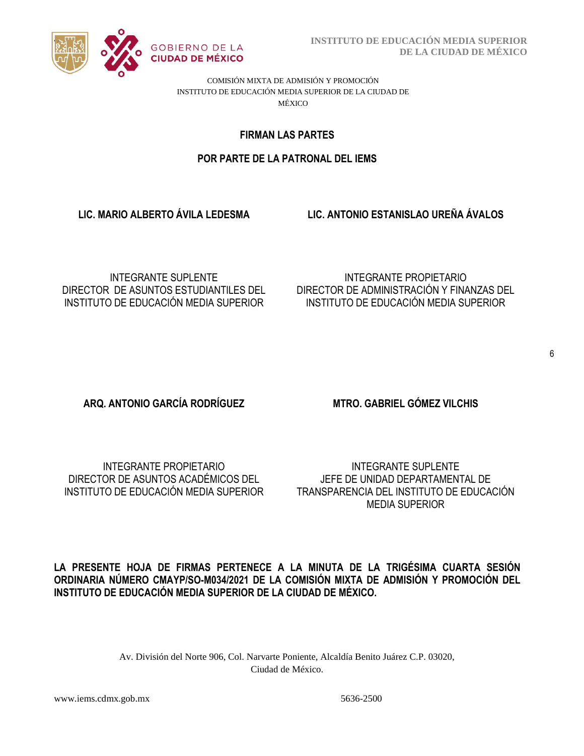COMISIÓN MIXTA DE ADMISIÓN Y PROMOCIÓN
INSTITUTO DE EDUCACIÓN MEDIA SUPERIOR DE LA CIUDAD DE MÉXICO

**FIRMAN LAS PARTES**

**POR PARTE DE LA PATRONAL DEL IEMS**

**LIC. MARIO ALBERTO ÁVILA LEDESMA**

INTEGRANTE SUPLENTE
DIRECTOR DE ASUNTOS ESTUDIANTILES DEL INSTITUTO DE EDUCACIÓN MEDIA SUPERIOR

**LIC. ANTONIO ESTANISLAO UREÑA ÁVALOS**

INTEGRANTE PROPIETARIO
DIRECTOR DE ADMINISTRACIÓN Y FINANZAS DEL INSTITUTO DE EDUCACIÓN MEDIA SUPERIOR

**ARQ. ANTONIO GARCÍA RODRÍGUEZ**

INTEGRANTE PROPIETARIO
DIRECTOR DE ASUNTOS ACADÉMICOS DEL INSTITUTO DE EDUCACIÓN MEDIA SUPERIOR

**MTRO. GABRIEL GÓMEZ VILCHIS**

INTEGRANTE SUPLENTE
JEFE DE UNIDAD DEPARTAMENTAL DE TRANSPARENCIA DEL INSTITUTO DE EDUCACIÓN MEDIA SUPERIOR

**LA PRESENTE HOJA DE FIRMAS PERTENECE A LA MINUTA DE LA TRIGÉSIMA CUARTA SESIÓN ORDINARIA NÚMERO CMAYP/SO-M034/2021 DE LA COMISIÓN MIXTA DE ADMISIÓN Y PROMOCIÓN DEL INSTITUTO DE EDUCACIÓN MEDIA SUPERIOR DE LA CIUDAD DE MÉXICO.**